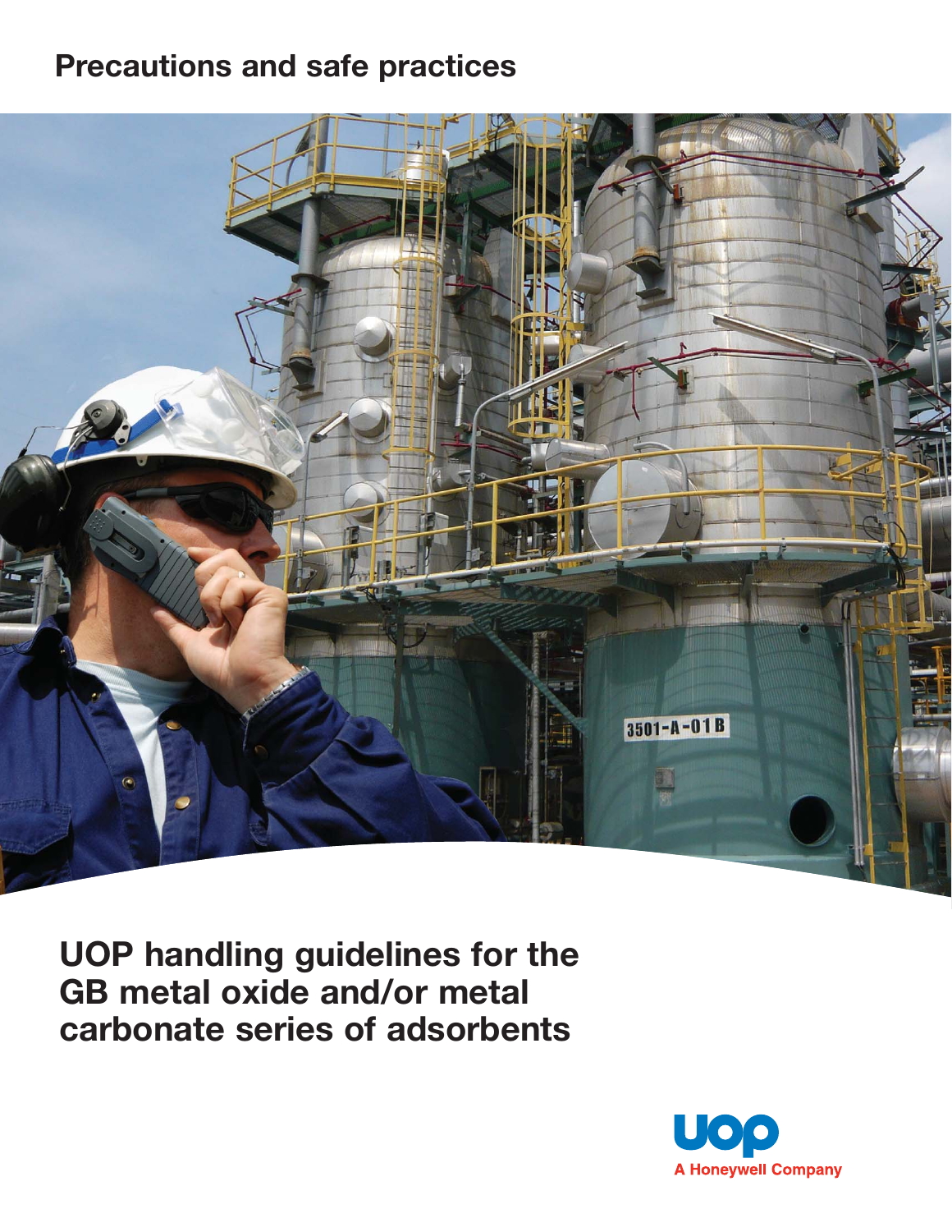Precauti﻿ons and safe practices

# UOP handling guidelines for the GB metal oxide and/or metal carbonate series of adsorbents

UOP
A Honeywell Company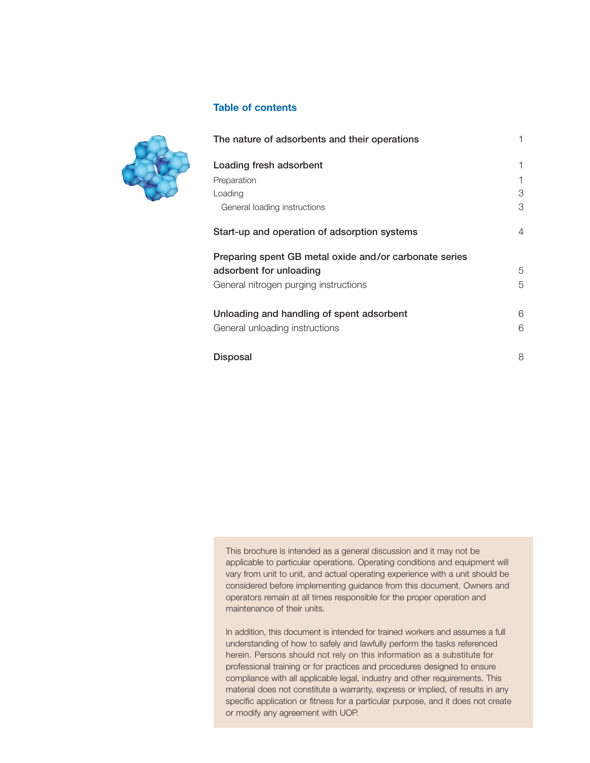## Table of contents

| | |
|---|---|
| **The nature of adsorbents and their operations** | 1 |
| **Loading fresh adsorbent** | 1 |
| Preparation | 1 |
| Loading | 3 |
| General loading instructions | 3 |
| **Start-up and operation of adsorption systems** | 4 |
| **Preparing spent GB metal oxide and/or carbonate series adsorbent for unloading** | 5 |
| General nitrogen purging instructions | 5 |
| **Unloading and handling of spent adsorbent** | 6 |
| General unloading instructions | 6 |
| **Disposal** | 8 |

This brochure is intended as a general discussion and it may not be applicable to particular operations. Operating conditions and equipment will vary from unit to unit, and actual operating experience with a unit should be considered before implementing guidance from this document. Owners and operators remain at all times responsible for the proper operation and maintenance of their units.

In addition, this document is intended for trained workers and assumes a full understanding of how to safely and lawfully perform the tasks referenced herein. Persons should not rely on this information as a substitute for professional training or for practices and procedures designed to ensure compliance with all applicable legal, industry and other requirements. This material does not constitute a warranty, express or implied, of results in any specific application or fitness for a particular purpose, and it does not create or modify any agreement with UOP.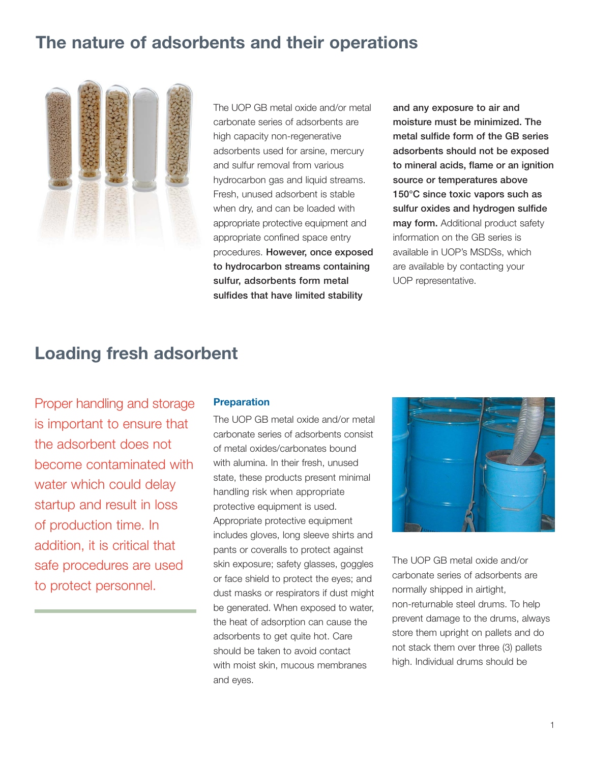## The nature of adsorbents and their operations

The UOP GB metal oxide and/or metal carbonate series of adsorbents are high capacity non-regenerative adsorbents used for arsine, mercury and sulfur removal from various hydrocarbon gas and liquid streams. Fresh, unused adsorbent is stable when dry, and can be loaded with appropriate protective equipment and appropriate confined space entry procedures. **However, once exposed to hydrocarbon streams containing sulfur, adsorbents form metal sulfides that have limited stability and any exposure to air and moisture must be minimized. The metal sulfide form of the GB series adsorbents should not be exposed to mineral acids, flame or an ignition source or temperatures above 150°C since toxic vapors such as sulfur oxides and hydrogen sulfide may form.** Additional product safety information on the GB series is available in UOP's MSDSs, which are available by contacting your UOP representative.

## Loading fresh adsorbent

Proper handling and storage is important to ensure that the adsorbent does not become contaminated with water which could delay startup and result in loss of production time. In addition, it is critical that safe procedures are used to protect personnel.

### Preparation

The UOP GB metal oxide and/or metal carbonate series of adsorbents consist of metal oxides/carbonates bound with alumina. In their fresh, unused state, these products present minimal handling risk when appropriate protective equipment is used. Appropriate protective equipment includes gloves, long sleeve shirts and pants or coveralls to protect against skin exposure; safety glasses, goggles or face shield to protect the eyes; and dust masks or respirators if dust might be generated. When exposed to water, the heat of adsorption can cause the adsorbents to get quite hot. Care should be taken to avoid contact with moist skin, mucous membranes and eyes.

The UOP GB metal oxide and/or carbonate series of adsorbents are normally shipped in airtight, non-returnable steel drums. To help prevent damage to the drums, always store them upright on pallets and do not stack them over three (3) pallets high. Individual drums should be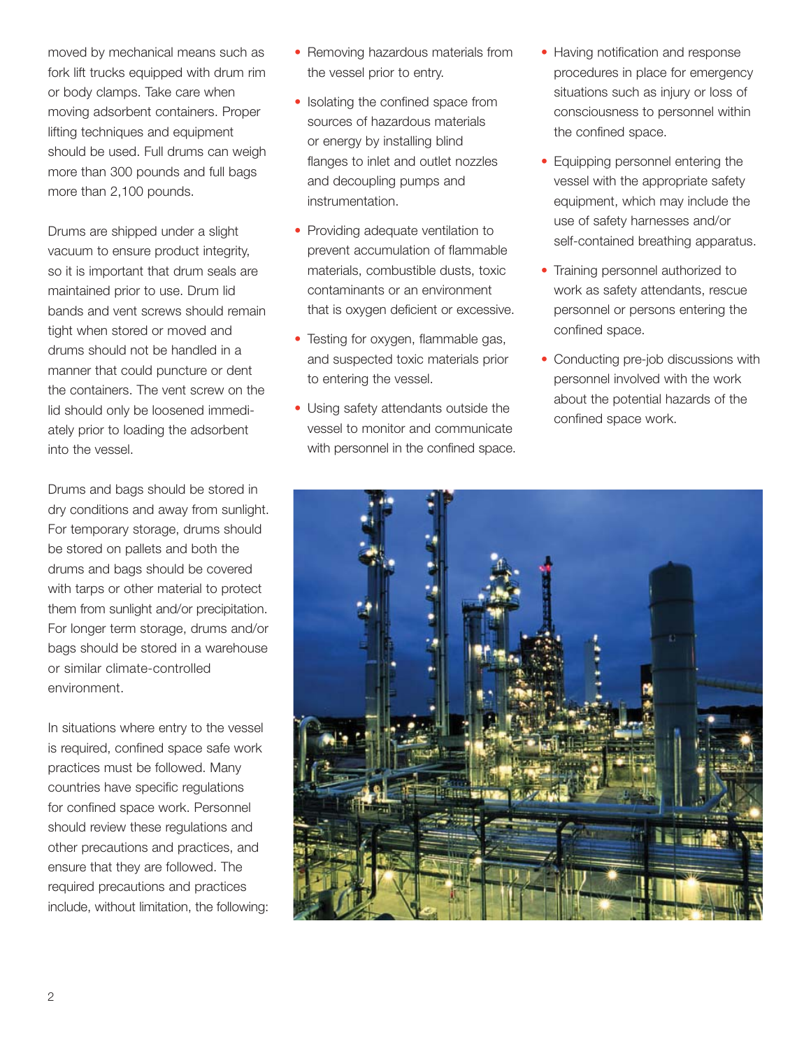moved by mechanical means such as fork lift trucks equipped with drum rim or body clamps. Take care when moving adsorbent containers. Proper lifting techniques and equipment should be used. Full drums can weigh more than 300 pounds and full bags more than 2,100 pounds.

Drums are shipped under a slight vacuum to ensure product integrity, so it is important that drum seals are maintained prior to use. Drum lid bands and vent screws should remain tight when stored or moved and drums should not be handled in a manner that could puncture or dent the containers. The vent screw on the lid should only be loosened immediately prior to loading the adsorbent into the vessel.

Drums and bags should be stored in dry conditions and away from sunlight. For temporary storage, drums should be stored on pallets and both the drums and bags should be covered with tarps or other material to protect them from sunlight and/or precipitation. For longer term storage, drums and/or bags should be stored in a warehouse or similar climate-controlled environment.

In situations where entry to the vessel is required, confined space safe work practices must be followed. Many countries have specific regulations for confined space work. Personnel should review these regulations and other precautions and practices, and ensure that they are followed. The required precautions and practices include, without limitation, the following:

- Removing hazardous materials from the vessel prior to entry.
- Isolating the confined space from sources of hazardous materials or energy by installing blind flanges to inlet and outlet nozzles and decoupling pumps and instrumentation.
- Providing adequate ventilation to prevent accumulation of flammable materials, combustible dusts, toxic contaminants or an environment that is oxygen deficient or excessive.
- Testing for oxygen, flammable gas, and suspected toxic materials prior to entering the vessel.
- Using safety attendants outside the vessel to monitor and communicate with personnel in the confined space.
- Having notification and response procedures in place for emergency situations such as injury or loss of consciousness to personnel within the confined space.
- Equipping personnel entering the vessel with the appropriate safety equipment, which may include the use of safety harnesses and/or self-contained breathing apparatus.
- Training personnel authorized to work as safety attendants, rescue personnel or persons entering the confined space.
- Conducting pre-job discussions with personnel involved with the work about the potential hazards of the confined space work.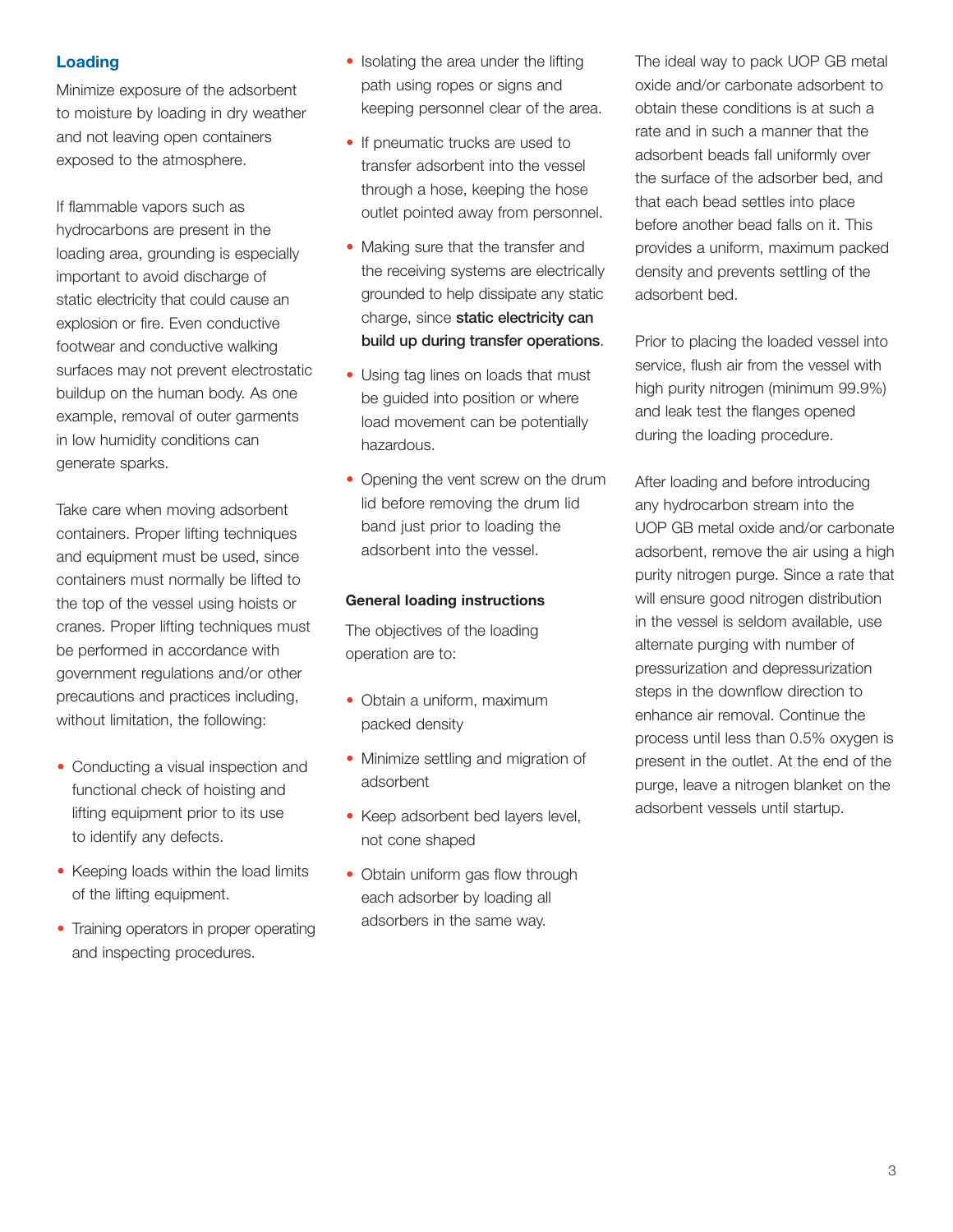## Loading

Minimize exposure of the adsorbent to moisture by loading in dry weather and not leaving open containers exposed to the atmosphere.

If flammable vapors such as hydrocarbons are present in the loading area, grounding is especially important to avoid discharge of static electricity that could cause an explosion or fire. Even conductive footwear and conductive walking surfaces may not prevent electrostatic buildup on the human body. As one example, removal of outer garments in low humidity conditions can generate sparks.

Take care when moving adsorbent containers. Proper lifting techniques and equipment must be used, since containers must normally be lifted to the top of the vessel using hoists or cranes. Proper lifting techniques must be performed in accordance with government regulations and/or other precautions and practices including, without limitation, the following:

- Conducting a visual inspection and functional check of hoisting and lifting equipment prior to its use to identify any defects.
- Keeping loads within the load limits of the lifting equipment.
- Training operators in proper operating and inspecting procedures.
- Isolating the area under the lifting path using ropes or signs and keeping personnel clear of the area.
- If pneumatic trucks are used to transfer adsorbent into the vessel through a hose, keeping the hose outlet pointed away from personnel.
- Making sure that the transfer and the receiving systems are electrically grounded to help dissipate any static charge, since **static electricity can build up during transfer operations**.
- Using tag lines on loads that must be guided into position or where load movement can be potentially hazardous.
- Opening the vent screw on the drum lid before removing the drum lid band just prior to loading the adsorbent into the vessel.

### General loading instructions

The objectives of the loading operation are to:

- Obtain a uniform, maximum packed density
- Minimize settling and migration of adsorbent
- Keep adsorbent bed layers level, not cone shaped
- Obtain uniform gas flow through each adsorber by loading all adsorbers in the same way.

The ideal way to pack UOP GB metal oxide and/or carbonate adsorbent to obtain these conditions is at such a rate and in such a manner that the adsorbent beads fall uniformly over the surface of the adsorber bed, and that each bead settles into place before another bead falls on it. This provides a uniform, maximum packed density and prevents settling of the adsorbent bed.

Prior to placing the loaded vessel into service, flush air from the vessel with high purity nitrogen (minimum 99.9%) and leak test the flanges opened during the loading procedure.

After loading and before introducing any hydrocarbon stream into the UOP GB metal oxide and/or carbonate adsorbent, remove the air using a high purity nitrogen purge. Since a rate that will ensure good nitrogen distribution in the vessel is seldom available, use alternate purging with number of pressurization and depressurization steps in the downflow direction to enhance air removal. Continue the process until less than 0.5% oxygen is present in the outlet. At the end of the purge, leave a nitrogen blanket on the adsorbent vessels until startup.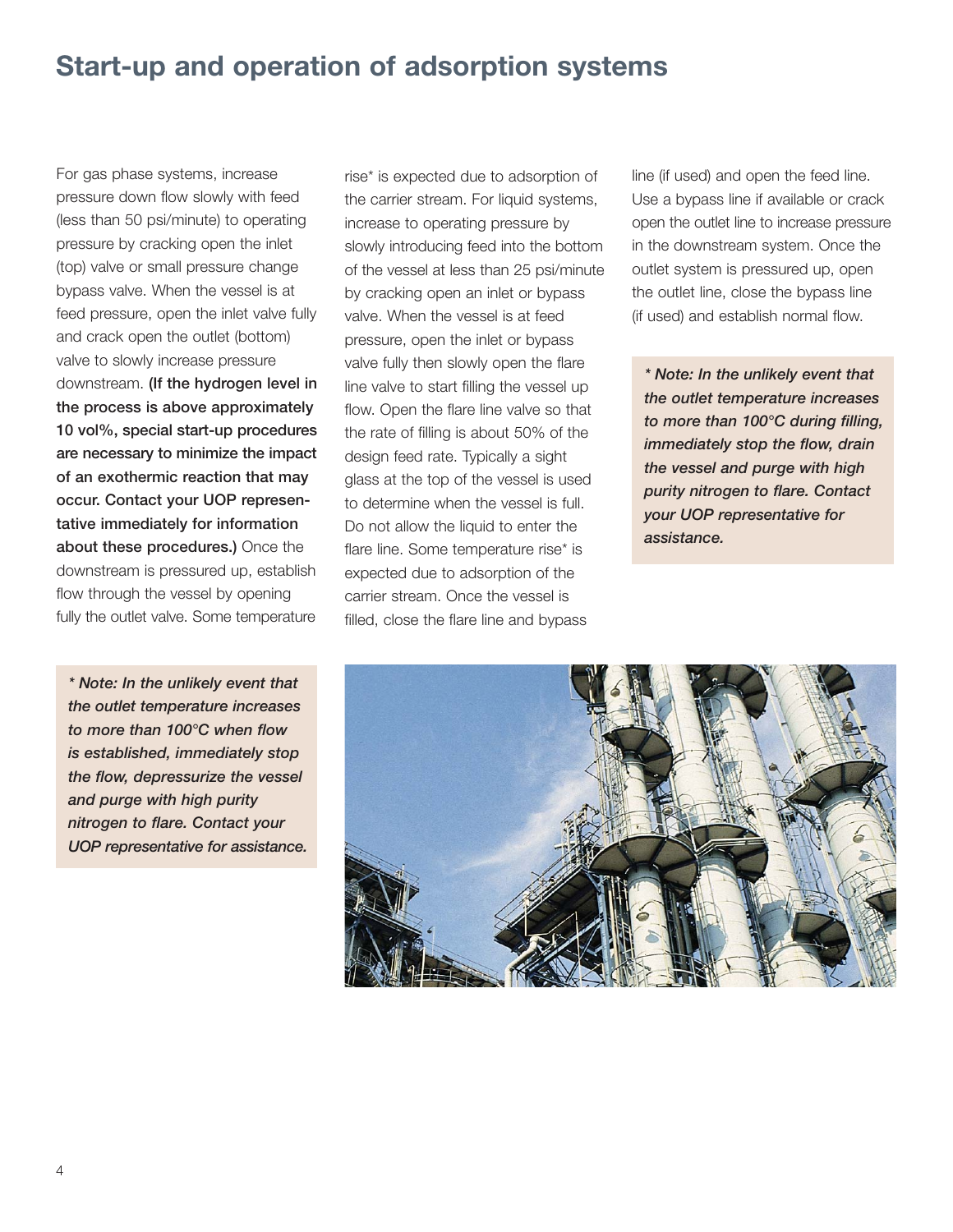# Start-up and operation of adsorption systems

For gas phase systems, increase pressure down flow slowly with feed (less than 50 psi/minute) to operating pressure by cracking open the inlet (top) valve or small pressure change bypass valve. When the vessel is at feed pressure, open the inlet valve fully and crack open the outlet (bottom) valve to slowly increase pressure downstream. **(If the hydrogen level in the process is above approximately 10 vol%, special start-up procedures are necessary to minimize the impact of an exothermic reaction that may occur. Contact your UOP representative immediately for information about these procedures.)** Once the downstream is pressured up, establish flow through the vessel by opening fully the outlet valve. Some temperature rise* is expected due to adsorption of the carrier stream. For liquid systems, increase to operating pressure by slowly introducing feed into the bottom of the vessel at less than 25 psi/minute by cracking open an inlet or bypass valve. When the vessel is at feed pressure, open the inlet or bypass valve fully then slowly open the flare line valve to start filling the vessel up flow. Open the flare line valve so that the rate of filling is about 50% of the design feed rate. Typically a sight glass at the top of the vessel is used to determine when the vessel is full. Do not allow the liquid to enter the flare line. Some temperature rise* is expected due to adsorption of the carrier stream. Once the vessel is filled, close the flare line and bypass line (if used) and open the feed line. Use a bypass line if available or crack open the outlet line to increase pressure in the downstream system. Once the outlet system is pressured up, open the outlet line, close the bypass line (if used) and establish normal flow.

***\* Note: In the unlikely event that the outlet temperature increases to more than 100°C during filling, immediately stop the flow, drain the vessel and purge with high purity nitrogen to flare. Contact your UOP representative for assistance.***

***\* Note: In the unlikely event that the outlet temperature increases to more than 100°C when flow is established, immediately stop the flow, depressurize the vessel and purge with high purity nitrogen to flare. Contact your UOP representative for assistance.***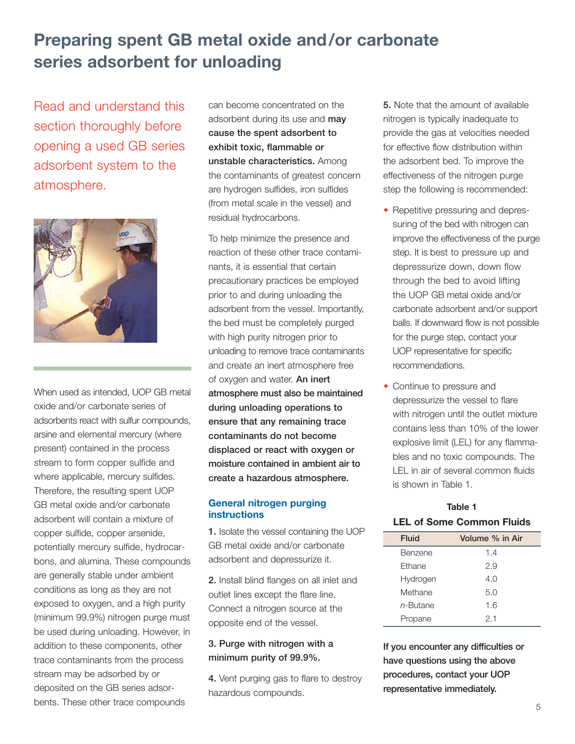# Preparing spent GB metal oxide and/or carbonate series adsorbent for unloading

Read and understand this section thoroughly before opening a used GB series adsorbent system to the atmosphere.

When used as intended, UOP GB metal oxide and/or carbonate series of adsorbents react with sulfur compounds, arsine and elemental mercury (where present) contained in the process stream to form copper sulfide and where applicable, mercury sulfides. Therefore, the resulting spent UOP GB metal oxide and/or carbonate adsorbent will contain a mixture of copper sulfide, copper arsenide, potentially mercury sulfide, hydrocarbons, and alumina. These compounds are generally stable under ambient conditions as long as they are not exposed to oxygen, and a high purity (minimum 99.9%) nitrogen purge must be used during unloading. However, in addition to these components, other trace contaminants from the process stream may be adsorbed by or deposited on the GB series adsorbents. These other trace compounds can become concentrated on the adsorbent during its use and **may cause the spent adsorbent to exhibit toxic, flammable or unstable characteristics.** Among the contaminants of greatest concern are hydrogen sulfides, iron sulfides (from metal scale in the vessel) and residual hydrocarbons.

To help minimize the presence and reaction of these other trace contaminants, it is essential that certain precautionary practices be employed prior to and during unloading the adsorbent from the vessel. Importantly, the bed must be completely purged with high purity nitrogen prior to unloading to remove trace contaminants and create an inert atmosphere free of oxygen and water. **An inert atmosphere must also be maintained during unloading operations to ensure that any remaining trace contaminants do not become displaced or react with oxygen or moisture contained in ambient air to create a hazardous atmosphere.**

## General nitrogen purging instructions

**1.** Isolate the vessel containing the UOP GB metal oxide and/or carbonate adsorbent and depressurize it.

**2.** Install blind flanges on all inlet and outlet lines except the flare line. Connect a nitrogen source at the opposite end of the vessel.

**3. Purge with nitrogen with a minimum purity of 99.9%.**

**4.** Vent purging gas to flare to destroy hazardous compounds.

**5.** Note that the amount of available nitrogen is typically inadequate to provide the gas at velocities needed for effective flow distribution within the adsorbent bed. To improve the effectiveness of the nitrogen purge step the following is recommended:

- Repetitive pressuring and depressuring of the bed with nitrogen can improve the effectiveness of the purge step. It is best to pressure up and depressurize down, down flow through the bed to avoid lifting the UOP GB metal oxide and/or carbonate adsorbent and/or support balls. If downward flow is not possible for the purge step, contact your UOP representative for specific recommendations.
- Continue to pressure and depressurize the vessel to flare with nitrogen until the outlet mixture contains less than 10% of the lower explosive limit (LEL) for any flammables and no toxic compounds. The LEL in air of several common fluids is shown in Table 1.

**Table 1**

**LEL of Some Common Fluids**

| Fluid | Volume % in Air |
|---|---|
| Benzene | 1.4 |
| Ethane | 2.9 |
| Hydrogen | 4.0 |
| Methane | 5.0 |
| *n*-Butane | 1.6 |
| Propane | 2.1 |

**If you encounter any difficulties or have questions using the above procedures, contact your UOP representative immediately.**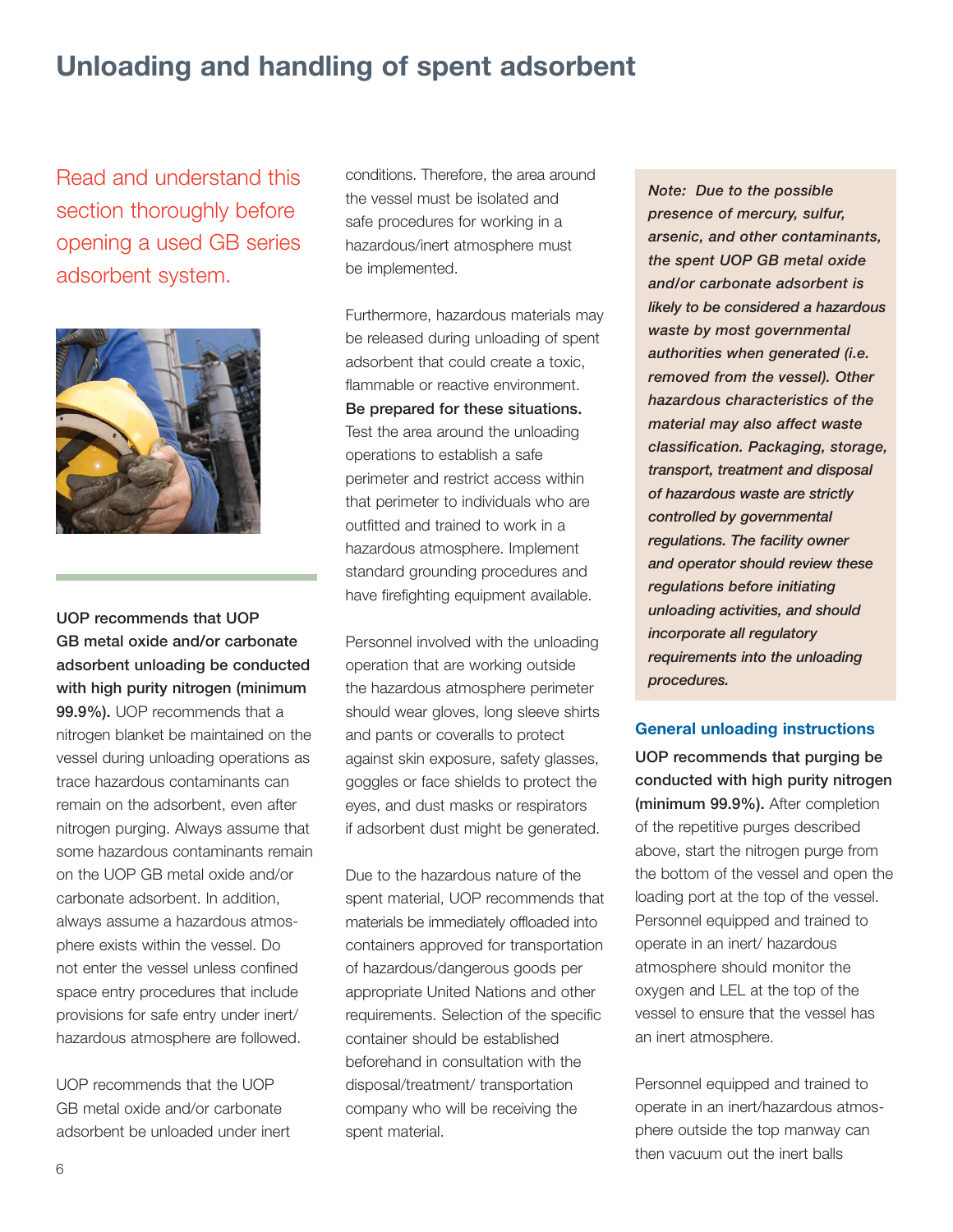# Unloading and handling of spent adsorbent

Read and understand this section thoroughly before opening a used GB series adsorbent system.

**UOP recommends that UOP GB metal oxide and/or carbonate adsorbent unloading be conducted with high purity nitrogen (minimum 99.9%).** UOP recommends that a nitrogen blanket be maintained on the vessel during unloading operations as trace hazardous contaminants can remain on the adsorbent, even after nitrogen purging. Always assume that some hazardous contaminants remain on the UOP GB metal oxide and/or carbonate adsorbent. In addition, always assume a hazardous atmosphere exists within the vessel. Do not enter the vessel unless confined space entry procedures that include provisions for safe entry under inert/ hazardous atmosphere are followed.

UOP recommends that the UOP GB metal oxide and/or carbonate adsorbent be unloaded under inert conditions. Therefore, the area around the vessel must be isolated and safe procedures for working in a hazardous/inert atmosphere must be implemented.

Furthermore, hazardous materials may be released during unloading of spent adsorbent that could create a toxic, flammable or reactive environment. **Be prepared for these situations.** Test the area around the unloading operations to establish a safe perimeter and restrict access within that perimeter to individuals who are outfitted and trained to work in a hazardous atmosphere. Implement standard grounding procedures and have firefighting equipment available.

Personnel involved with the unloading operation that are working outside the hazardous atmosphere perimeter should wear gloves, long sleeve shirts and pants or coveralls to protect against skin exposure, safety glasses, goggles or face shields to protect the eyes, and dust masks or respirators if adsorbent dust might be generated.

Due to the hazardous nature of the spent material, UOP recommends that materials be immediately offloaded into containers approved for transportation of hazardous/dangerous goods per appropriate United Nations and other requirements. Selection of the specific container should be established beforehand in consultation with the disposal/treatment/ transportation company who will be receiving the spent material.

***Note: Due to the possible presence of mercury, sulfur, arsenic, and other contaminants, the spent UOP GB metal oxide and/or carbonate adsorbent is likely to be considered a hazardous waste by most governmental authorities when generated (i.e. removed from the vessel). Other hazardous characteristics of the material may also affect waste classification. Packaging, storage, transport, treatment and disposal of hazardous waste are strictly controlled by governmental regulations. The facility owner and operator should review these regulations before initiating unloading activities, and should incorporate all regulatory requirements into the unloading procedures.***

### General unloading instructions

**UOP recommends that purging be conducted with high purity nitrogen (minimum 99.9%).** After completion of the repetitive purges described above, start the nitrogen purge from the bottom of the vessel and open the loading port at the top of the vessel. Personnel equipped and trained to operate in an inert/ hazardous atmosphere should monitor the oxygen and LEL at the top of the vessel to ensure that the vessel has an inert atmosphere.

Personnel equipped and trained to operate in an inert/hazardous atmosphere outside the top manway can then vacuum out the inert balls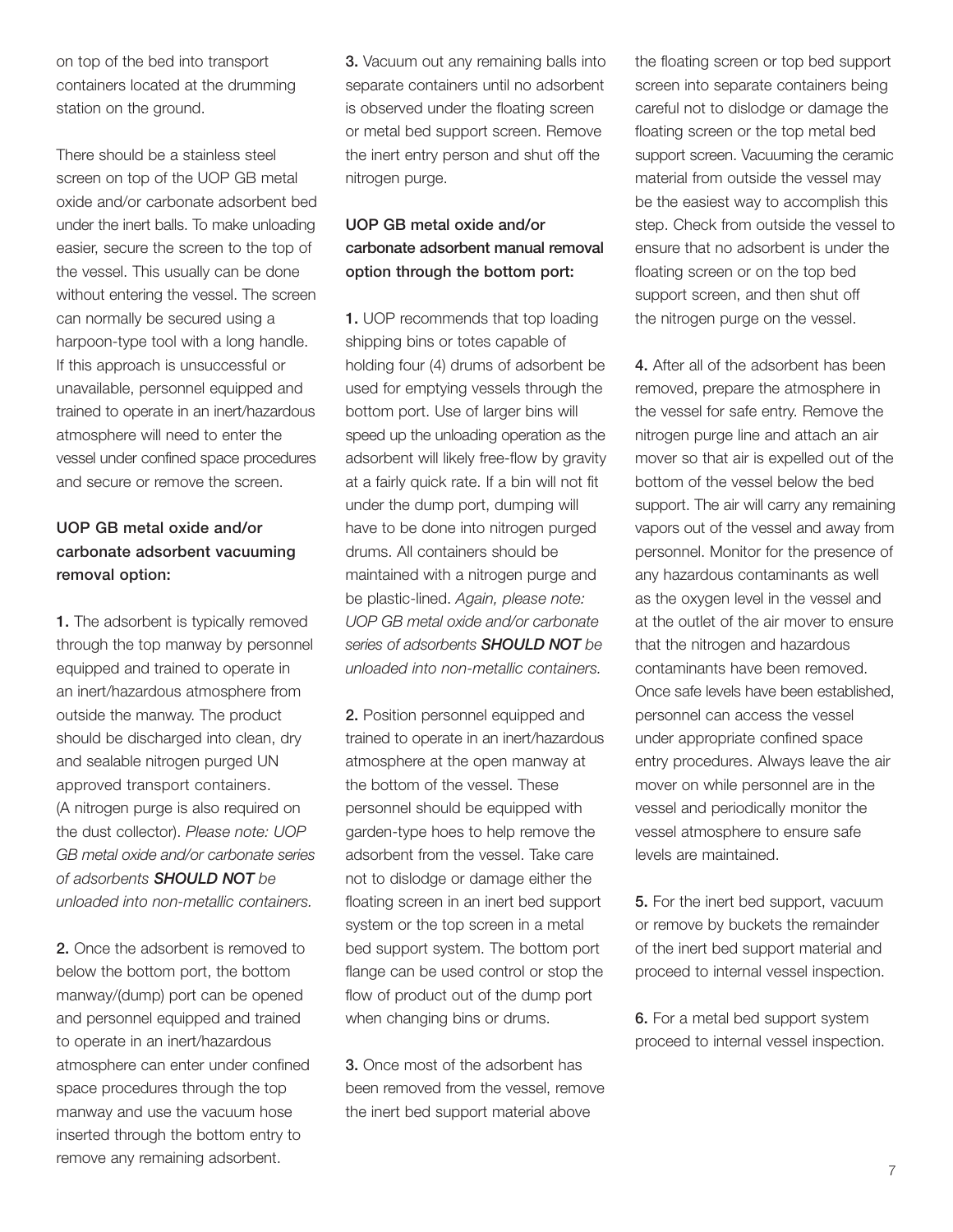on top of the bed into transport containers located at the drumming station on the ground.

There should be a stainless steel screen on top of the UOP GB metal oxide and/or carbonate adsorbent bed under the inert balls. To make unloading easier, secure the screen to the top of the vessel. This usually can be done without entering the vessel. The screen can normally be secured using a harpoon-type tool with a long handle. If this approach is unsuccessful or unavailable, personnel equipped and trained to operate in an inert/hazardous atmosphere will need to enter the vessel under confined space procedures and secure or remove the screen.

### UOP GB metal oxide and/or carbonate adsorbent vacuuming removal option:

**1.** The adsorbent is typically removed through the top manway by personnel equipped and trained to operate in an inert/hazardous atmosphere from outside the manway. The product should be discharged into clean, dry and sealable nitrogen purged UN approved transport containers. (A nitrogen purge is also required on the dust collector). *Please note: UOP GB metal oxide and/or carbonate series of adsorbents **SHOULD NOT** be unloaded into non-metallic containers.*

**2.** Once the adsorbent is removed to below the bottom port, the bottom manway/(dump) port can be opened and personnel equipped and trained to operate in an inert/hazardous atmosphere can enter under confined space procedures through the top manway and use the vacuum hose inserted through the bottom entry to remove any remaining adsorbent.

**3.** Vacuum out any remaining balls into separate containers until no adsorbent is observed under the floating screen or metal bed support screen. Remove the inert entry person and shut off the nitrogen purge.

### UOP GB metal oxide and/or carbonate adsorbent manual removal option through the bottom port:

**1.** UOP recommends that top loading shipping bins or totes capable of holding four (4) drums of adsorbent be used for emptying vessels through the bottom port. Use of larger bins will speed up the unloading operation as the adsorbent will likely free-flow by gravity at a fairly quick rate. If a bin will not fit under the dump port, dumping will have to be done into nitrogen purged drums. All containers should be maintained with a nitrogen purge and be plastic-lined. *Again, please note: UOP GB metal oxide and/or carbonate series of adsorbents **SHOULD NOT** be unloaded into non-metallic containers.*

**2.** Position personnel equipped and trained to operate in an inert/hazardous atmosphere at the open manway at the bottom of the vessel. These personnel should be equipped with garden-type hoes to help remove the adsorbent from the vessel. Take care not to dislodge or damage either the floating screen in an inert bed support system or the top screen in a metal bed support system. The bottom port flange can be used control or stop the flow of product out of the dump port when changing bins or drums.

**3.** Once most of the adsorbent has been removed from the vessel, remove the inert bed support material above the floating screen or top bed support screen into separate containers being careful not to dislodge or damage the floating screen or the top metal bed support screen. Vacuuming the ceramic material from outside the vessel may be the easiest way to accomplish this step. Check from outside the vessel to ensure that no adsorbent is under the floating screen or on the top bed support screen, and then shut off the nitrogen purge on the vessel.

**4.** After all of the adsorbent has been removed, prepare the atmosphere in the vessel for safe entry. Remove the nitrogen purge line and attach an air mover so that air is expelled out of the bottom of the vessel below the bed support. The air will carry any remaining vapors out of the vessel and away from personnel. Monitor for the presence of any hazardous contaminants as well as the oxygen level in the vessel and at the outlet of the air mover to ensure that the nitrogen and hazardous contaminants have been removed. Once safe levels have been established, personnel can access the vessel under appropriate confined space entry procedures. Always leave the air mover on while personnel are in the vessel and periodically monitor the vessel atmosphere to ensure safe levels are maintained.

**5.** For the inert bed support, vacuum or remove by buckets the remainder of the inert bed support material and proceed to internal vessel inspection.

**6.** For a metal bed support system proceed to internal vessel inspection.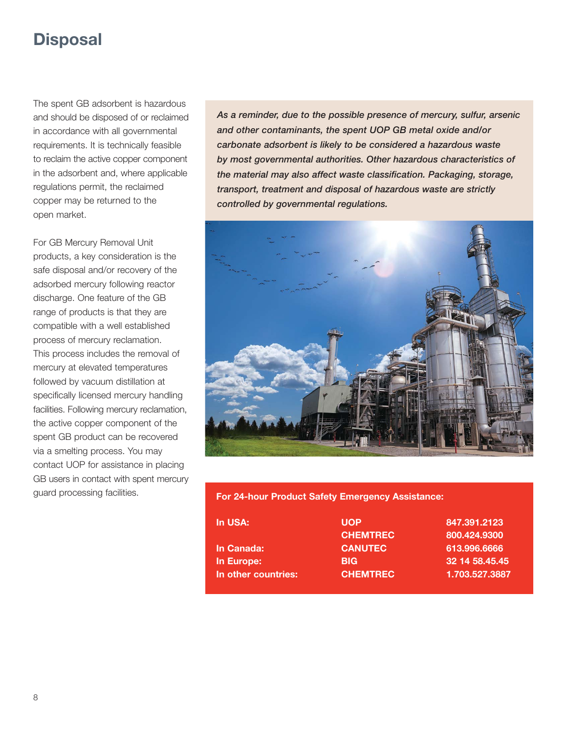# Disposal

The spent GB adsorbent is hazardous and should be disposed of or reclaimed in accordance with all governmental requirements. It is technically feasible to reclaim the active copper component in the adsorbent and, where applicable regulations permit, the reclaimed copper may be returned to the open market.

For GB Mercury Removal Unit products, a key consideration is the safe disposal and/or recovery of the adsorbed mercury following reactor discharge. One feature of the GB range of products is that they are compatible with a well established process of mercury reclamation. This process includes the removal of mercury at elevated temperatures followed by vacuum distillation at specifically licensed mercury handling facilities. Following mercury reclamation, the active copper component of the spent GB product can be recovered via a smelting process. You may contact UOP for assistance in placing GB users in contact with spent mercury guard processing facilities.

***As a reminder, due to the possible presence of mercury, sulfur, arsenic and other contaminants, the spent UOP GB metal oxide and/or carbonate adsorbent is likely to be considered a hazardous waste by most governmental authorities. Other hazardous characteristics of the material may also affect waste classification. Packaging, storage, transport, treatment and disposal of hazardous waste are strictly controlled by governmental regulations.***

**For 24-hour Product Safety Emergency Assistance:**

| | | |
|---|---|---|
| **In USA:** | **UOP** | **847.391.2123** |
| | **CHEMTREC** | **800.424.9300** |
| **In Canada:** | **CANUTEC** | **613.996.6666** |
| **In Europe:** | **BIG** | **32 14 58.45.45** |
| **In other countries:** | **CHEMTREC** | **1.703.527.3887** |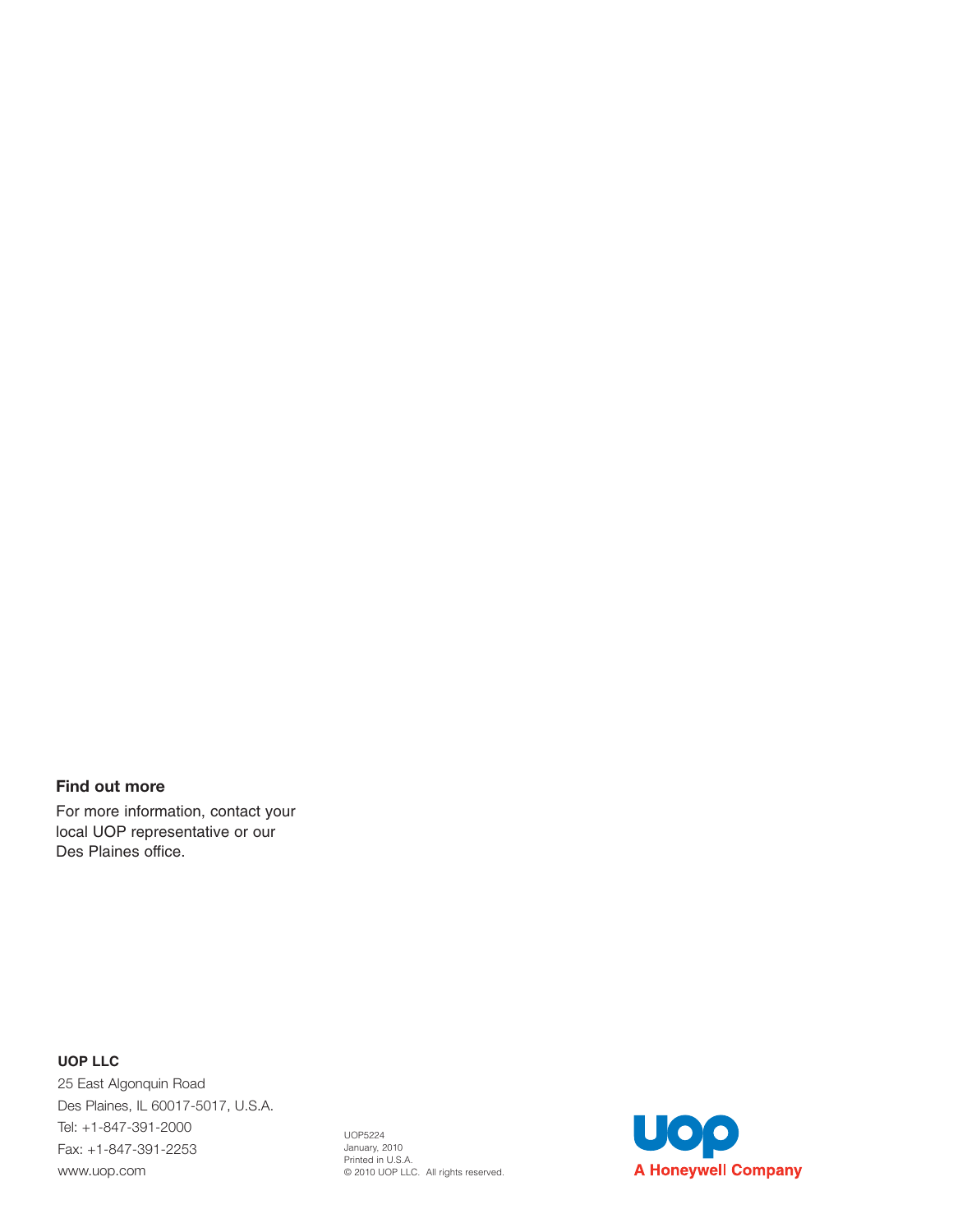## Find out more

For more information, contact your local UOP representative or our Des Plaines office.

**UOP LLC**

25 East Algonquin Road
Des Plaines, IL 60017-5017, U.S.A.
Tel: +1-847-391-2000
Fax: +1-847-391-2253
www.uop.com

UOP5224
January, 2010
Printed in U.S.A.
© 2010 UOP LLC. All rights reserved.

uop
A Honeywell Company